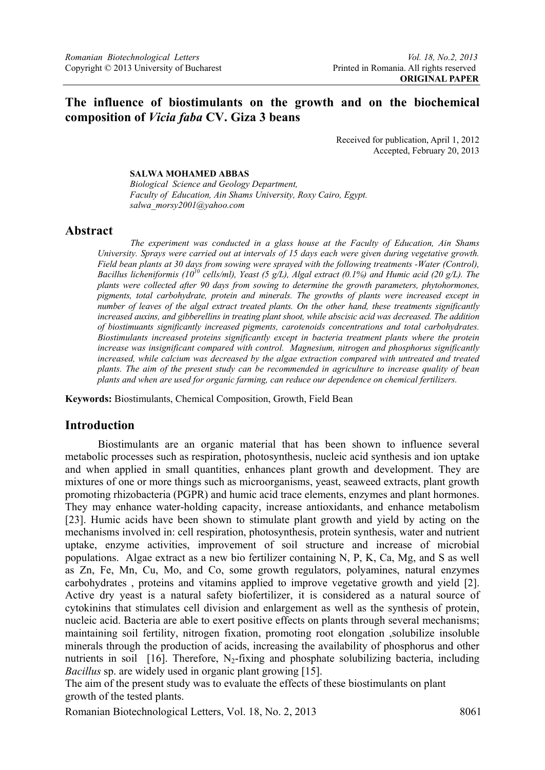**ORIGINAL PAPER**

# The influence of biostimulants on the growth and on the biochemical composition of *Vicia faba* CV. Giza 3 beans

Received for publication, April 1, 2012
Accepted, February 20, 2013

**SALWA MOHAMED ABBAS**
*Biological Science and Geology Department,*
*Faculty of Education, Ain Shams University, Roxy Cairo, Egypt.*
*salwa_morsy2001@yahoo.com*

## Abstract

*The experiment was conducted in a glass house at the Faculty of Education, Ain Shams University. Sprays were carried out at intervals of 15 days each were given during vegetative growth. Field bean plants at 30 days from sowing were sprayed with the following treatments -Water (Control), Bacillus licheniformis ($10^{10}$ cells/ml), Yeast (5 g/L), Algal extract (0.1%) and Humic acid (20 g/L). The plants were collected after 90 days from sowing to determine the growth parameters, phytohormones, pigments, total carbohydrate, protein and minerals. The growths of plants were increased except in number of leaves of the algal extract treated plants. On the other hand, these treatments significantly increased auxins, and gibberellins in treating plant shoot, while abscisic acid was decreased. The addition of biostimuants significantly increased pigments, carotenoids concentrations and total carbohydrates. Biostimulants increased proteins significantly except in bacteria treatment plants where the protein increase was insignificant compared with control. Magnesium, nitrogen and phosphorus significantly increased, while calcium was decreased by the algae extraction compared with untreated and treated plants. The aim of the present study can be recommended in agriculture to increase quality of bean plants and when are used for organic farming, can reduce our dependence on chemical fertilizers.*

**Keywords:** Biostimulants, Chemical Composition, Growth, Field Bean

## Introduction

Biostimulants are an organic material that has been shown to influence several metabolic processes such as respiration, photosynthesis, nucleic acid synthesis and ion uptake and when applied in small quantities, enhances plant growth and development. They are mixtures of one or more things such as microorganisms, yeast, seaweed extracts, plant growth promoting rhizobacteria (PGPR) and humic acid trace elements, enzymes and plant hormones. They may enhance water-holding capacity, increase antioxidants, and enhance metabolism [23]. Humic acids have been shown to stimulate plant growth and yield by acting on the mechanisms involved in: cell respiration, photosynthesis, protein synthesis, water and nutrient uptake, enzyme activities, improvement of soil structure and increase of microbial populations. Algae extract as a new bio fertilizer containing N, P, K, Ca, Mg, and S as well as Zn, Fe, Mn, Cu, Mo, and Co, some growth regulators, polyamines, natural enzymes carbohydrates , proteins and vitamins applied to improve vegetative growth and yield [2]. Active dry yeast is a natural safety biofertilizer, it is considered as a natural source of cytokinins that stimulates cell division and enlargement as well as the synthesis of protein, nucleic acid. Bacteria are able to exert positive effects on plants through several mechanisms; maintaining soil fertility, nitrogen fixation, promoting root elongation ,solubilize insoluble minerals through the production of acids, increasing the availability of phosphorus and other nutrients in soil [16]. Therefore, $N_2$-fixing and phosphate solubilizing bacteria, including *Bacillus* sp. are widely used in organic plant growing [15].

The aim of the present study was to evaluate the effects of these biostimulants on plant growth of the tested plants.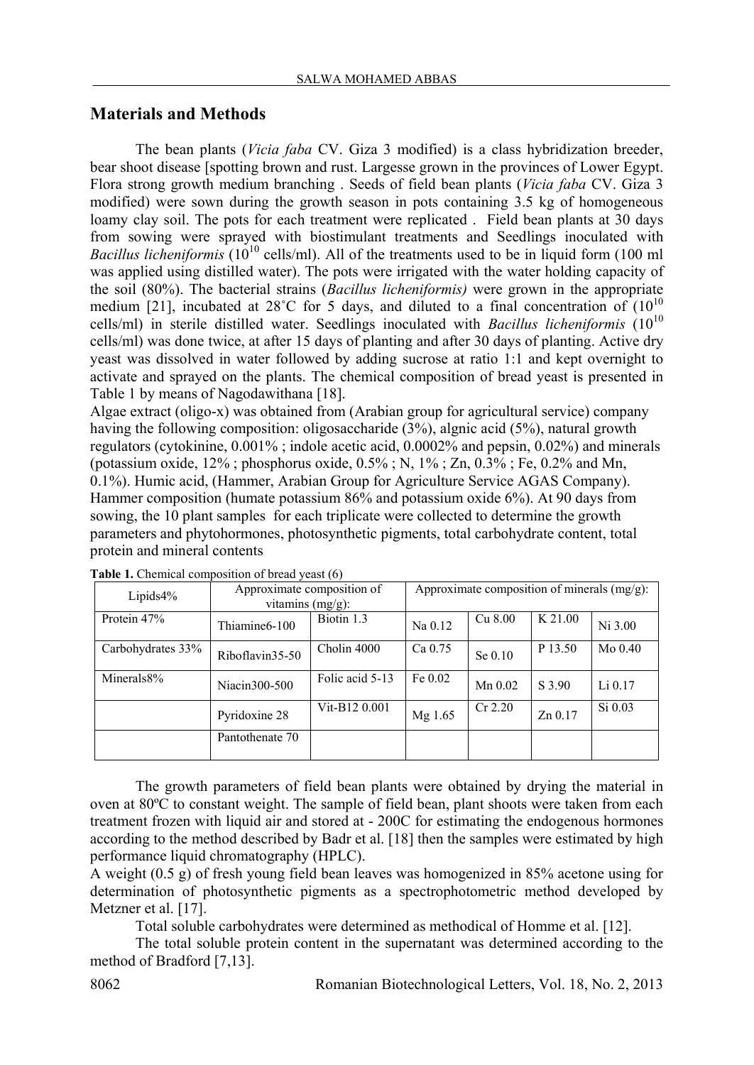## Materials and Methods

The bean plants (*Vicia faba* CV. Giza 3 modified) is a class hybridization breeder, bear shoot disease [spotting brown and rust. Largesse grown in the provinces of Lower Egypt. Flora strong growth medium branching . Seeds of field bean plants (*Vicia faba* CV. Giza 3 modified) were sown during the growth season in pots containing 3.5 kg of homogeneous loamy clay soil. The pots for each treatment were replicated . Field bean plants at 30 days from sowing were sprayed with biostimulant treatments and Seedlings inoculated with *Bacillus licheniformis* ($10^{10}$ cells/ml). All of the treatments used to be in liquid form (100 ml was applied using distilled water). The pots were irrigated with the water holding capacity of the soil (80%). The bacterial strains (*Bacillus licheniformis)* were grown in the appropriate medium [21], incubated at 28˚C for 5 days, and diluted to a final concentration of ($10^{10}$ cells/ml) in sterile distilled water. Seedlings inoculated with *Bacillus licheniformis* ($10^{10}$ cells/ml) was done twice, at after 15 days of planting and after 30 days of planting. Active dry yeast was dissolved in water followed by adding sucrose at ratio 1:1 and kept overnight to activate and sprayed on the plants. The chemical composition of bread yeast is presented in Table 1 by means of Nagodawithana [18].

Algae extract (oligo-x) was obtained from (Arabian group for agricultural service) company having the following composition: oligosaccharide (3%), algnic acid (5%), natural growth regulators (cytokinine, 0.001% ; indole acetic acid, 0.0002% and pepsin, 0.02%) and minerals (potassium oxide, 12% ; phosphorus oxide, 0.5% ; N, 1% ; Zn, 0.3% ; Fe, 0.2% and Mn, 0.1%). Humic acid, (Hammer, Arabian Group for Agriculture Service AGAS Company). Hammer composition (humate potassium 86% and potassium oxide 6%). At 90 days from sowing, the 10 plant samples for each triplicate were collected to determine the growth parameters and phytohormones, photosynthetic pigments, total carbohydrate content, total protein and mineral contents

**Table 1.** Chemical composition of bread yeast (6)

| Lipids4% | Approximate composition of vitamins (mg/g): | | Approximate composition of minerals (mg/g): | | | |
|---|---|---|---|---|---|---|
| Protein 47% | Thiamine6-100 | Biotin 1.3 | Na 0.12 | Cu 8.00 | K 21.00 | Ni 3.00 |
| Carbohydrates 33% | Riboflavin35-50 | Cholin 4000 | Ca 0.75 | Se 0.10 | P 13.50 | Mo 0.40 |
| Minerals8% | Niacin300-500 | Folic acid 5-13 | Fe 0.02 | Mn 0.02 | S 3.90 | Li 0.17 |
| | Pyridoxine 28 | Vit-B12 0.001 | Mg 1.65 | Cr 2.20 | Zn 0.17 | Si 0.03 |
| | Pantothenate 70 | | | | | |

The growth parameters of field bean plants were obtained by drying the material in oven at 80ºC to constant weight. The sample of field bean, plant shoots were taken from each treatment frozen with liquid air and stored at - 200C for estimating the endogenous hormones according to the method described by Badr et al. [18] then the samples were estimated by high performance liquid chromatography (HPLC).

A weight (0.5 g) of fresh young field bean leaves was homogenized in 85% acetone using for determination of photosynthetic pigments as a spectrophotometric method developed by Metzner et al. [17].

Total soluble carbohydrates were determined as methodical of Homme et al. [12].

The total soluble protein content in the supernatant was determined according to the method of Bradford [7,13].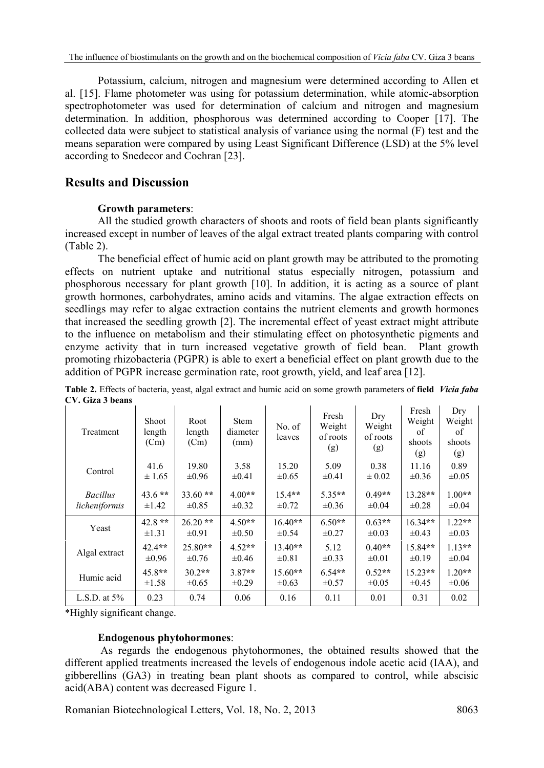Potassium, calcium, nitrogen and magnesium were determined according to Allen et al. [15]. Flame photometer was using for potassium determination, while atomic-absorption spectrophotometer was used for determination of calcium and nitrogen and magnesium determination. In addition, phosphorous was determined according to Cooper [17]. The collected data were subject to statistical analysis of variance using the normal (F) test and the means separation were compared by using Least Significant Difference (LSD) at the 5% level according to Snedecor and Cochran [23].

## Results and Discussion

### Growth parameters:

All the studied growth characters of shoots and roots of field bean plants significantly increased except in number of leaves of the algal extract treated plants comparing with control (Table 2).

The beneficial effect of humic acid on plant growth may be attributed to the promoting effects on nutrient uptake and nutritional status especially nitrogen, potassium and phosphorous necessary for plant growth [10]. In addition, it is acting as a source of plant growth hormones, carbohydrates, amino acids and vitamins. The algae extraction effects on seedlings may refer to algae extraction contains the nutrient elements and growth hormones that increased the seedling growth [2]. The incremental effect of yeast extract might attribute to the influence on metabolism and their stimulating effect on photosynthetic pigments and enzyme activity that in turn increased vegetative growth of field bean. Plant growth promoting rhizobacteria (PGPR) is able to exert a beneficial effect on plant growth due to the addition of PGPR increase germination rate, root growth, yield, and leaf area [12].

**Table 2.** Effects of bacteria, yeast, algal extract and humic acid on some growth parameters of **field *Vicia faba* CV. Giza 3 beans**

| Treatment | Shoot length (Cm) | Root length (Cm) | Stem diameter (mm) | No. of leaves | Fresh Weight of roots (g) | Dry Weight of roots (g) | Fresh Weight of shoots (g) | Dry Weight of shoots (g) |
|---|---|---|---|---|---|---|---|---|
| Control | 41.6 ± 1.65 | 19.80 ±0.96 | 3.58 ±0.41 | 15.20 ±0.65 | 5.09 ±0.41 | 0.38 ± 0.02 | 11.16 ±0.36 | 0.89 ±0.05 |
| *Bacillus licheniformis* | 43.6 ** ±1.42 | 33.60 ** ±0.85 | 4.00** ±0.32 | 15.4** ±0.72 | 5.35** ±0.36 | 0.49** ±0.04 | 13.28** ±0.28 | 1.00** ±0.04 |
| Yeast | 42.8 ** ±1.31 | 26.20 ** ±0.91 | 4.50** ±0.50 | 16.40** ±0.54 | 6.50** ±0.27 | 0.63** ±0.03 | 16.34** ±0.43 | 1.22** ±0.03 |
| Algal extract | 42.4** ±0.96 | 25.80** ±0.76 | 4.52** ±0.46 | 13.40** ±0.81 | 5.12 ±0.33 | 0.40** ±0.01 | 15.84** ±0.19 | 1.13** ±0.04 |
| Humic acid | 45.8** ±1.58 | 30.2** ±0.65 | 3.87** ±0.29 | 15.60** ±0.63 | 6.54** ±0.57 | 0.52** ±0.05 | 15.23** ±0.45 | 1.20** ±0.06 |
| L.S.D. at 5% | 0.23 | 0.74 | 0.06 | 0.16 | 0.11 | 0.01 | 0.31 | 0.02 |

*Highly significant change.

### Endogenous phytohormones:

As regards the endogenous phytohormones, the obtained results showed that the different applied treatments increased the levels of endogenous indole acetic acid (IAA), and gibberellins (GA3) in treating bean plant shoots as compared to control, while abscisic acid(ABA) content was decreased Figure 1.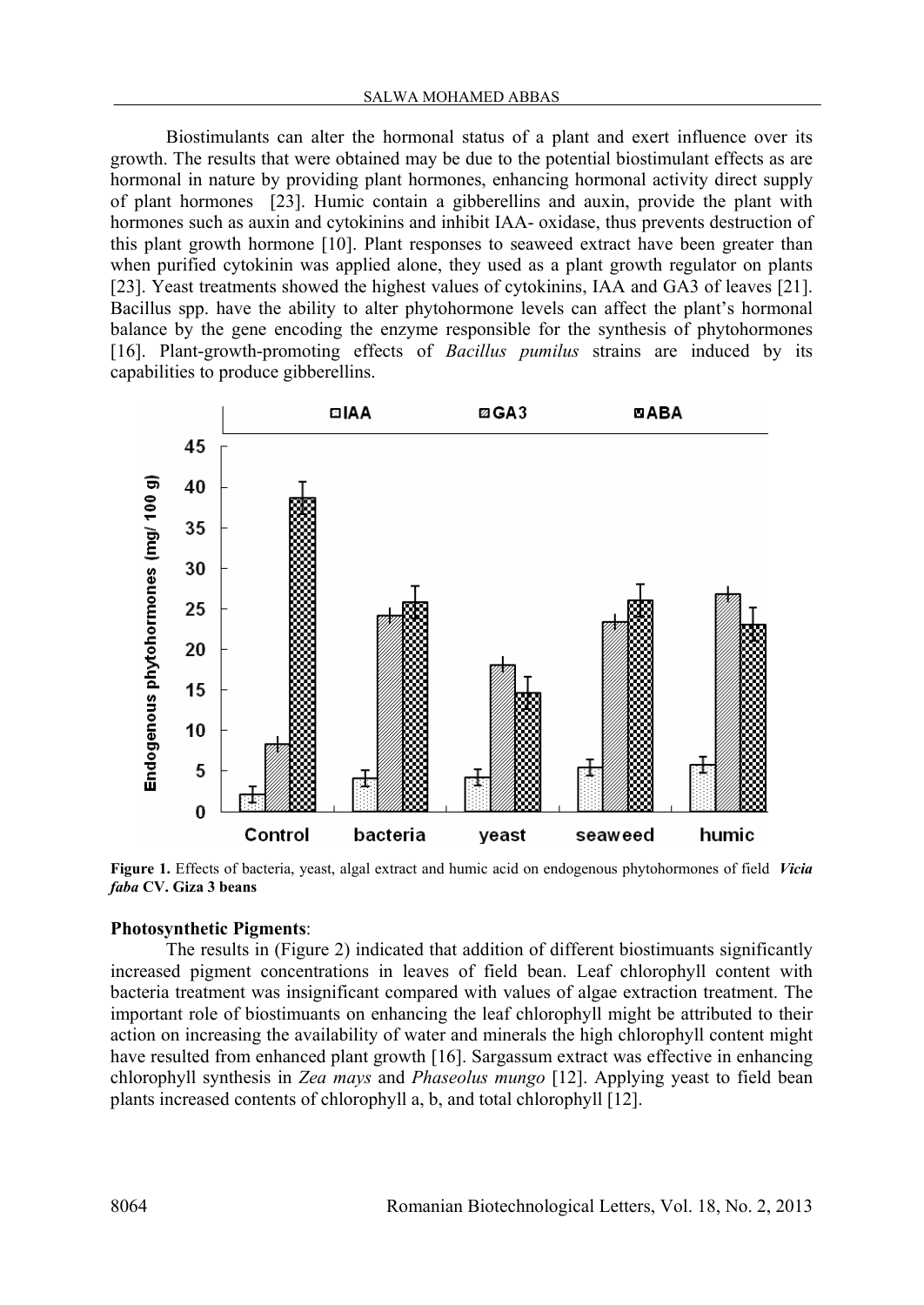Biostimulants can alter the hormonal status of a plant and exert influence over its growth. The results that were obtained may be due to the potential biostimulant effects as are hormonal in nature by providing plant hormones, enhancing hormonal activity direct supply of plant hormones [23]. Humic contain a gibberellins and auxin, provide the plant with hormones such as auxin and cytokinins and inhibit IAA- oxidase, thus prevents destruction of this plant growth hormone [10]. Plant responses to seaweed extract have been greater than when purified cytokinin was applied alone, they used as a plant growth regulator on plants [23]. Yeast treatments showed the highest values of cytokinins, IAA and GA3 of leaves [21]. Bacillus spp. have the ability to alter phytohormone levels can affect the plant's hormonal balance by the gene encoding the enzyme responsible for the synthesis of phytohormones [16]. Plant-growth-promoting effects of *Bacillus pumilus* strains are induced by its capabilities to produce gibberellins.

**Figure 1.** Effects of bacteria, yeast, algal extract and humic acid on endogenous phytohormones of field ***Vicia faba*** **CV. Giza 3 beans**

**Photosynthetic Pigments**:

The results in (Figure 2) indicated that addition of different biostimuants significantly increased pigment concentrations in leaves of field bean. Leaf chlorophyll content with bacteria treatment was insignificant compared with values of algae extraction treatment. The important role of biostimuants on enhancing the leaf chlorophyll might be attributed to their action on increasing the availability of water and minerals the high chlorophyll content might have resulted from enhanced plant growth [16]. Sargassum extract was effective in enhancing chlorophyll synthesis in *Zea mays* and *Phaseolus mungo* [12]. Applying yeast to field bean plants increased contents of chlorophyll a, b, and total chlorophyll [12].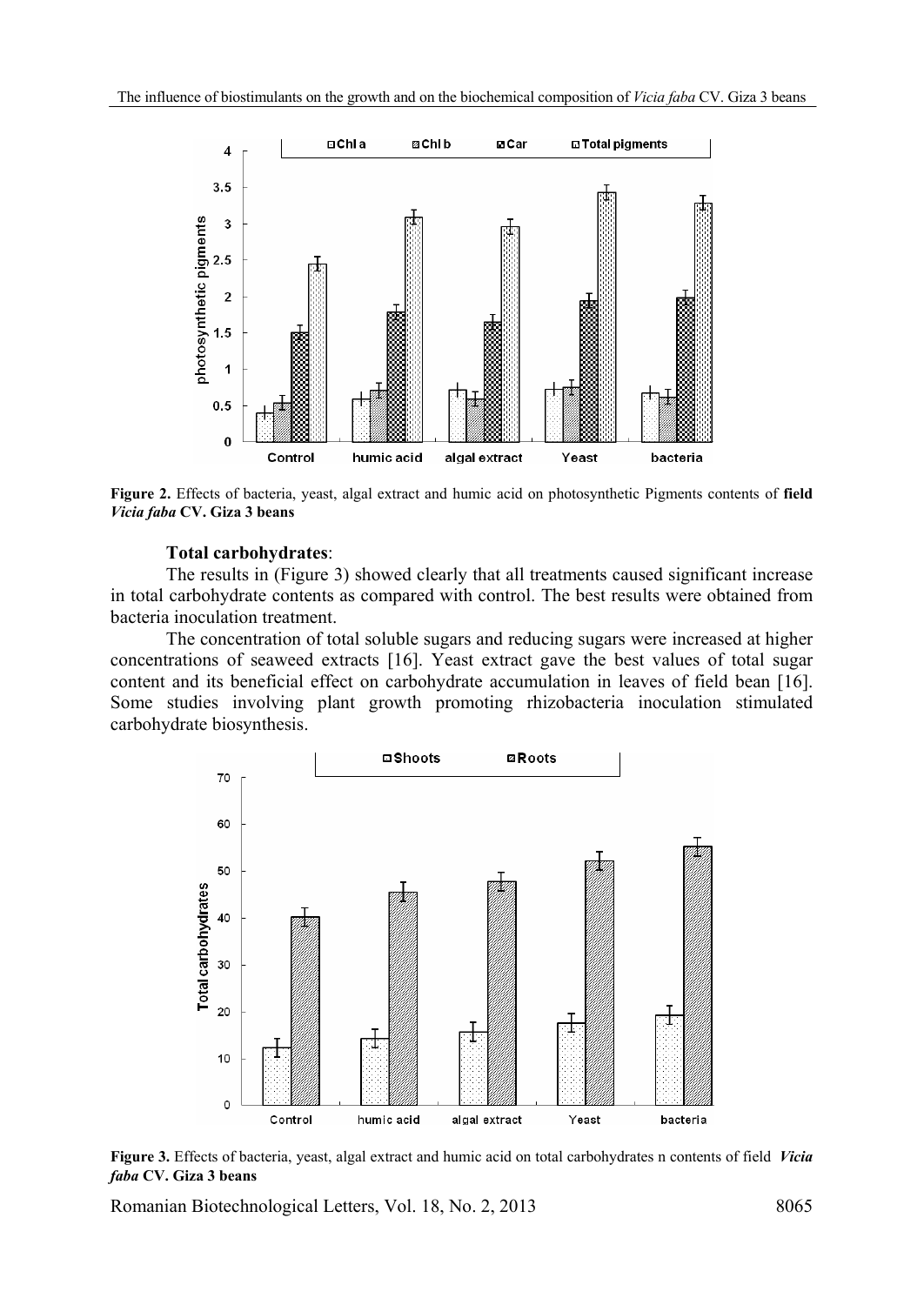**Figure 2.** Effects of bacteria, yeast, algal extract and humic acid on photosynthetic Pigments contents of **field *Vicia faba* CV. Giza 3 beans**

**Total carbohydrates**:

The results in (Figure 3) showed clearly that all treatments caused significant increase in total carbohydrate contents as compared with control. The best results were obtained from bacteria inoculation treatment.

The concentration of total soluble sugars and reducing sugars were increased at higher concentrations of seaweed extracts [16]. Yeast extract gave the best values of total sugar content and its beneficial effect on carbohydrate accumulation in leaves of field bean [16]. Some studies involving plant growth promoting rhizobacteria inoculation stimulated carbohydrate biosynthesis.

**Figure 3.** Effects of bacteria, yeast, algal extract and humic acid on total carbohydrates n contents of field ***Vicia faba* CV. Giza 3 beans**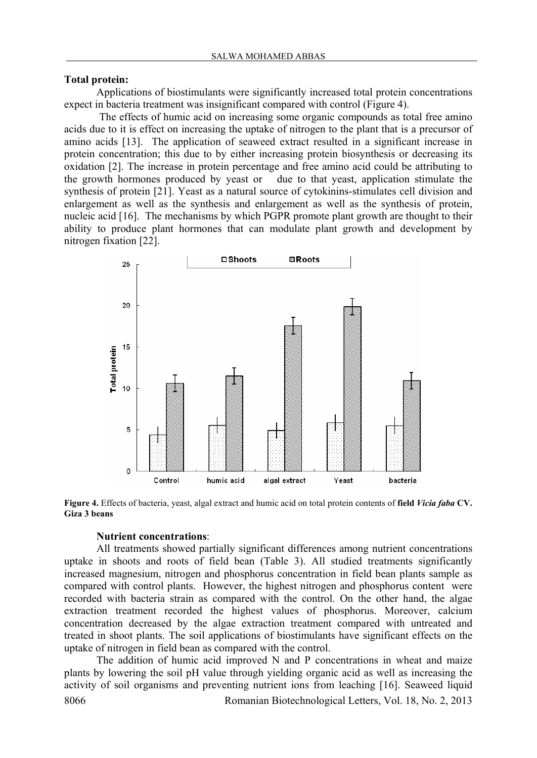**Total protein:**

Applications of biostimulants were significantly increased total protein concentrations expect in bacteria treatment was insignificant compared with control (Figure 4).

The effects of humic acid on increasing some organic compounds as total free amino acids due to it is effect on increasing the uptake of nitrogen to the plant that is a precursor of amino acids [13]. The application of seaweed extract resulted in a significant increase in protein concentration; this due to by either increasing protein biosynthesis or decreasing its oxidation [2]. The increase in protein percentage and free amino acid could be attributing to the growth hormones produced by yeast or due to that yeast, application stimulate the synthesis of protein [21]. Yeast as a natural source of cytokinins-stimulates cell division and enlargement as well as the synthesis and enlargement as well as the synthesis of protein, nucleic acid [16]. The mechanisms by which PGPR promote plant growth are thought to their ability to produce plant hormones that can modulate plant growth and development by nitrogen fixation [22].

**Figure 4.** Effects of bacteria, yeast, algal extract and humic acid on total protein contents of **field *Vicia faba* CV. Giza 3 beans**

**Nutrient concentrations**:

All treatments showed partially significant differences among nutrient concentrations uptake in shoots and roots of field bean (Table 3). All studied treatments significantly increased magnesium, nitrogen and phosphorus concentration in field bean plants sample as compared with control plants. However, the highest nitrogen and phosphorus content were recorded with bacteria strain as compared with the control. On the other hand, the algae extraction treatment recorded the highest values of phosphorus. Moreover, calcium concentration decreased by the algae extraction treatment compared with untreated and treated in shoot plants. The soil applications of biostimulants have significant effects on the uptake of nitrogen in field bean as compared with the control.

The addition of humic acid improved N and P concentrations in wheat and maize plants by lowering the soil pH value through yielding organic acid as well as increasing the activity of soil organisms and preventing nutrient ions from leaching [16]. Seaweed liquid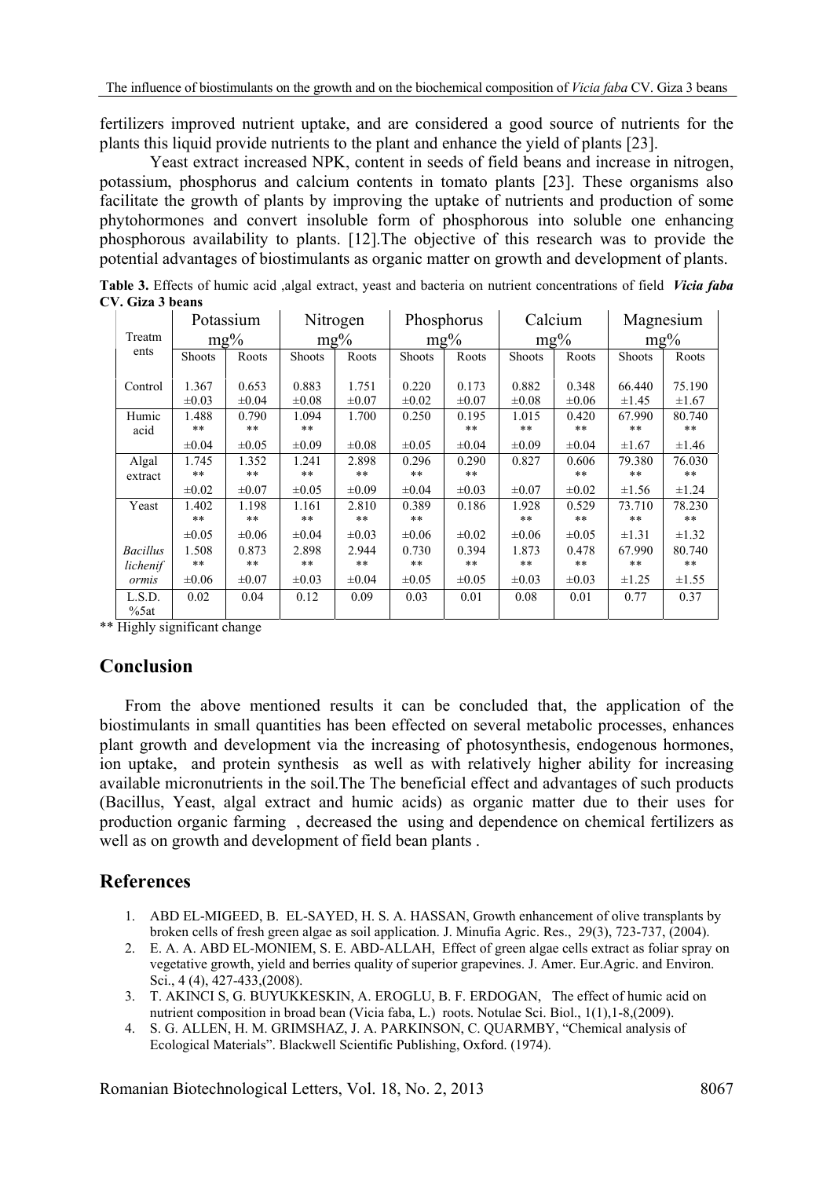fertilizers improved nutrient uptake, and are considered a good source of nutrients for the plants this liquid provide nutrients to the plant and enhance the yield of plants [23].

Yeast extract increased NPK, content in seeds of field beans and increase in nitrogen, potassium, phosphorus and calcium contents in tomato plants [23]. These organisms also facilitate the growth of plants by improving the uptake of nutrients and production of some phytohormones and convert insoluble form of phosphorous into soluble one enhancing phosphorous availability to plants. [12].The objective of this research was to provide the potential advantages of biostimulants as organic matter on growth and development of plants.

**Table 3.** Effects of humic acid ,algal extract, yeast and bacteria on nutrient concentrations of field *Vicia faba* **CV. Giza 3 beans**

| Treatments | Potassium mg% | | Nitrogen mg% | | Phosphorus mg% | | Calcium mg% | | Magnesium mg% | |
|---|---|---|---|---|---|---|---|---|---|---|
| | Shoots | Roots | Shoots | Roots | Shoots | Roots | Shoots | Roots | Shoots | Roots |
| Control | 1.367 ±0.03 | 0.653 ±0.04 | 0.883 ±0.08 | 1.751 ±0.07 | 0.220 ±0.02 | 0.173 ±0.07 | 0.882 ±0.08 | 0.348 ±0.06 | 66.440 ±1.45 | 75.190 ±1.67 |
| Humic acid | 1.488 ** ±0.04 | 0.790 ** ±0.05 | 1.094 ** ±0.09 | 1.700 ±0.08 | 0.250 ±0.05 | 0.195 ** ±0.04 | 1.015 ** ±0.09 | 0.420 ** ±0.04 | 67.990 ** ±1.67 | 80.740 ** ±1.46 |
| Algal extract | 1.745 ** ±0.02 | 1.352 ** ±0.07 | 1.241 ** ±0.05 | 2.898 ** ±0.09 | 0.296 ** ±0.04 | 0.290 ** ±0.03 | 0.827 ±0.07 | 0.606 ** ±0.02 | 79.380 ** ±1.56 | 76.030 ** ±1.24 |
| Yeast | 1.402 ** ±0.05 | 1.198 ** ±0.06 | 1.161 ** ±0.04 | 2.810 ** ±0.03 | 0.389 ** ±0.06 | 0.186 ±0.02 | 1.928 ** ±0.06 | 0.529 ** ±0.05 | 73.710 ** ±1.31 | 78.230 ** ±1.32 |
| *Bacillus licheniformis* | 1.508 ** ±0.06 | 0.873 ** ±0.07 | 2.898 ** ±0.03 | 2.944 ** ±0.04 | 0.730 ** ±0.05 | 0.394 ** ±0.05 | 1.873 ** ±0.03 | 0.478 ** ±0.03 | 67.990 ** ±1.25 | 80.740 ** ±1.55 |
| L.S.D. %5at | 0.02 | 0.04 | 0.12 | 0.09 | 0.03 | 0.01 | 0.08 | 0.01 | 0.77 | 0.37 |

** Highly significant change

## Conclusion

From the above mentioned results it can be concluded that, the application of the biostimulants in small quantities has been effected on several metabolic processes, enhances plant growth and development via the increasing of photosynthesis, endogenous hormones, ion uptake, and protein synthesis as well as with relatively higher ability for increasing available micronutrients in the soil.The The beneficial effect and advantages of such products (Bacillus, Yeast, algal extract and humic acids) as organic matter due to their uses for production organic farming , decreased the using and dependence on chemical fertilizers as well as on growth and development of field bean plants .

## References

1. ABD EL-MIGEED, B. EL-SAYED, H. S. A. HASSAN, Growth enhancement of olive transplants by broken cells of fresh green algae as soil application. J. Minufia Agric. Res., 29(3), 723-737, (2004).
2. E. A. A. ABD EL-MONIEM, S. E. ABD-ALLAH, Effect of green algae cells extract as foliar spray on vegetative growth, yield and berries quality of superior grapevines. J. Amer. Eur.Agric. and Environ. Sci., 4 (4), 427-433,(2008).
3. T. AKINCI S, G. BUYUKKESKIN, A. EROGLU, B. F. ERDOGAN, The effect of humic acid on nutrient composition in broad bean (Vicia faba, L.) roots. Notulae Sci. Biol., 1(1),1-8,(2009).
4. S. G. ALLEN, H. M. GRIMSHAZ, J. A. PARKINSON, C. QUARMBY, "Chemical analysis of Ecological Materials". Blackwell Scientific Publishing, Oxford. (1974).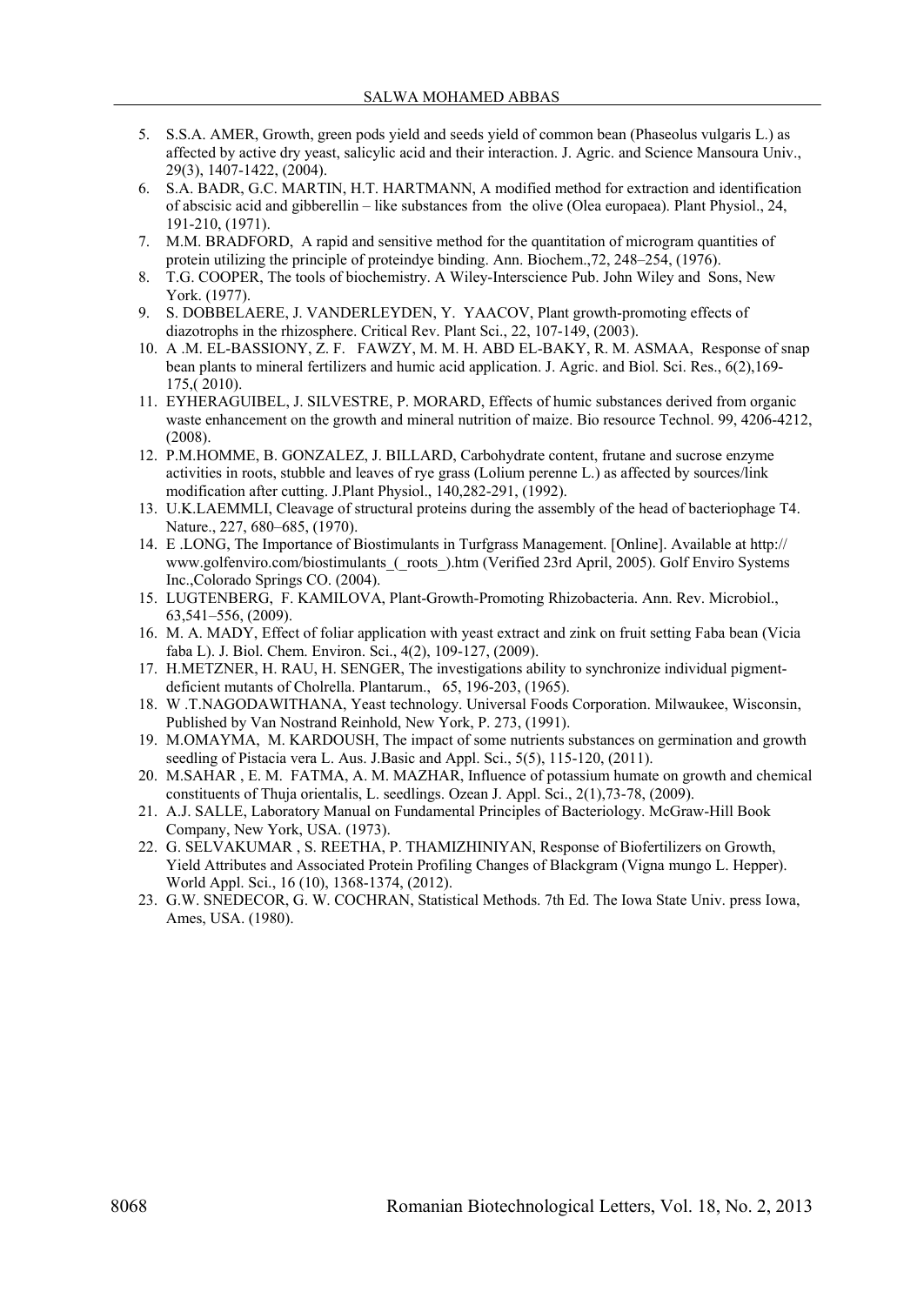5. S.S.A. AMER, Growth, green pods yield and seeds yield of common bean (Phaseolus vulgaris L.) as affected by active dry yeast, salicylic acid and their interaction. J. Agric. and Science Mansoura Univ., 29(3), 1407-1422, (2004).
6. S.A. BADR, G.C. MARTIN, H.T. HARTMANN, A modified method for extraction and identification of abscisic acid and gibberellin – like substances from the olive (Olea europaea). Plant Physiol., 24, 191-210, (1971).
7. M.M. BRADFORD, A rapid and sensitive method for the quantitation of microgram quantities of protein utilizing the principle of proteindye binding. Ann. Biochem.,72, 248–254, (1976).
8. T.G. COOPER, The tools of biochemistry. A Wiley-Interscience Pub. John Wiley and Sons, New York. (1977).
9. S. DOBBELAERE, J. VANDERLEYDEN, Y. YAACOV, Plant growth-promoting effects of diazotrophs in the rhizosphere. Critical Rev. Plant Sci., 22, 107-149, (2003).
10. A .M. EL-BASSIONY, Z. F. FAWZY, M. M. H. ABD EL-BAKY, R. M. ASMAA, Response of snap bean plants to mineral fertilizers and humic acid application. J. Agric. and Biol. Sci. Res., 6(2),169-175,( 2010).
11. EYHERAGUIBEL, J. SILVESTRE, P. MORARD, Effects of humic substances derived from organic waste enhancement on the growth and mineral nutrition of maize. Bio resource Technol. 99, 4206-4212, (2008).
12. P.M.HOMME, B. GONZALEZ, J. BILLARD, Carbohydrate content, frutane and sucrose enzyme activities in roots, stubble and leaves of rye grass (Lolium perenne L.) as affected by sources/link modification after cutting. J.Plant Physiol., 140,282-291, (1992).
13. U.K.LAEMMLI, Cleavage of structural proteins during the assembly of the head of bacteriophage T4. Nature., 227, 680–685, (1970).
14. E .LONG, The Importance of Biostimulants in Turfgrass Management. [Online]. Available at http:// www.golfenviro.com/biostimulants_(_roots_).htm (Verified 23rd April, 2005). Golf Enviro Systems Inc.,Colorado Springs CO. (2004).
15. LUGTENBERG, F. KAMILOVA, Plant-Growth-Promoting Rhizobacteria. Ann. Rev. Microbiol., 63,541–556, (2009).
16. M. A. MADY, Effect of foliar application with yeast extract and zink on fruit setting Faba bean (Vicia faba L). J. Biol. Chem. Environ. Sci., 4(2), 109-127, (2009).
17. H.METZNER, H. RAU, H. SENGER, The investigations ability to synchronize individual pigment-deficient mutants of Cholrella. Plantarum., 65, 196-203, (1965).
18. W .T.NAGODAWITHANA, Yeast technology. Universal Foods Corporation. Milwaukee, Wisconsin, Published by Van Nostrand Reinhold, New York, P. 273, (1991).
19. M.OMAYMA, M. KARDOUSH, The impact of some nutrients substances on germination and growth seedling of Pistacia vera L. Aus. J.Basic and Appl. Sci., 5(5), 115-120, (2011).
20. M.SAHAR , E. M. FATMA, A. M. MAZHAR, Influence of potassium humate on growth and chemical constituents of Thuja orientalis, L. seedlings. Ozean J. Appl. Sci., 2(1),73-78, (2009).
21. A.J. SALLE, Laboratory Manual on Fundamental Principles of Bacteriology. McGraw-Hill Book Company, New York, USA. (1973).
22. G. SELVAKUMAR , S. REETHA, P. THAMIZHINIYAN, Response of Biofertilizers on Growth, Yield Attributes and Associated Protein Profiling Changes of Blackgram (Vigna mungo L. Hepper). World Appl. Sci., 16 (10), 1368-1374, (2012).
23. G.W. SNEDECOR, G. W. COCHRAN, Statistical Methods. 7th Ed. The Iowa State Univ. press Iowa, Ames, USA. (1980).